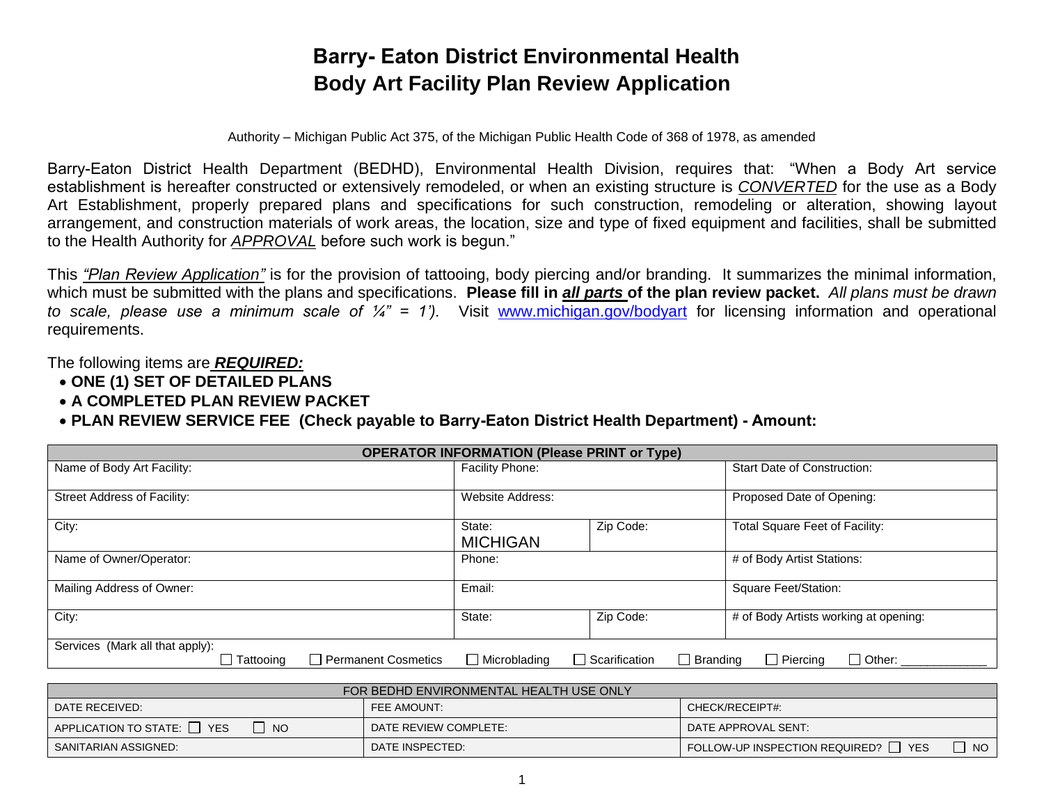# Barry- Eaton District Environmental Health
# Body Art Facility Plan Review Application

Authority – Michigan Public Act 375, of the Michigan Public Health Code of 368 of 1978, as amended

Barry-Eaton District Health Department (BEDHD), Environmental Health Division, requires that: "When a Body Art service establishment is hereafter constructed or extensively remodeled, or when an existing structure is *CONVERTED* for the use as a Body Art Establishment, properly prepared plans and specifications for such construction, remodeling or alteration, showing layout arrangement, and construction materials of work areas, the location, size and type of fixed equipment and facilities, shall be submitted to the Health Authority for *APPROVAL* before such work is begun."

This *"Plan Review Application"* is for the provision of tattooing, body piercing and/or branding. It summarizes the minimal information, which must be submitted with the plans and specifications. **Please fill in *all parts* of the plan review packet.** *All plans must be drawn to scale, please use a minimum scale of ¼" = 1').* Visit www.michigan.gov/bodyart for licensing information and operational requirements.

The following items are ***REQUIRED:***

- **ONE (1) SET OF DETAILED PLANS**
- **A COMPLETED PLAN REVIEW PACKET**
- **PLAN REVIEW SERVICE FEE (Check payable to Barry-Eaton District Health Department) - Amount:**

| OPERATOR INFORMATION (Please PRINT or Type) | | | |
|---|---|---|---|
| Name of Body Art Facility: | Facility Phone: | | Start Date of Construction: |
| Street Address of Facility: | Website Address: | | Proposed Date of Opening: |
| City: | State: MICHIGAN | Zip Code: | Total Square Feet of Facility: |
| Name of Owner/Operator: | Phone: | | # of Body Artist Stations: |
| Mailing Address of Owner: | Email: | | Square Feet/Station: |
| City: | State: | Zip Code: | # of Body Artists working at opening: |
| Services (Mark all that apply): ☐ Tattooing ☐ Permanent Cosmetics ☐ Microblading ☐ Scarification ☐ Branding ☐ Piercing ☐ Other: ____________ | | | |

| FOR BEDHD ENVIRONMENTAL HEALTH USE ONLY | | |
|---|---|---|
| DATE RECEIVED: | FEE AMOUNT: | CHECK/RECEIPT#: |
| APPLICATION TO STATE: ☐ YES ☐ NO | DATE REVIEW COMPLETE: | DATE APPROVAL SENT: |
| SANITARIAN ASSIGNED: | DATE INSPECTED: | FOLLOW-UP INSPECTION REQUIRED? ☐ YES ☐ NO |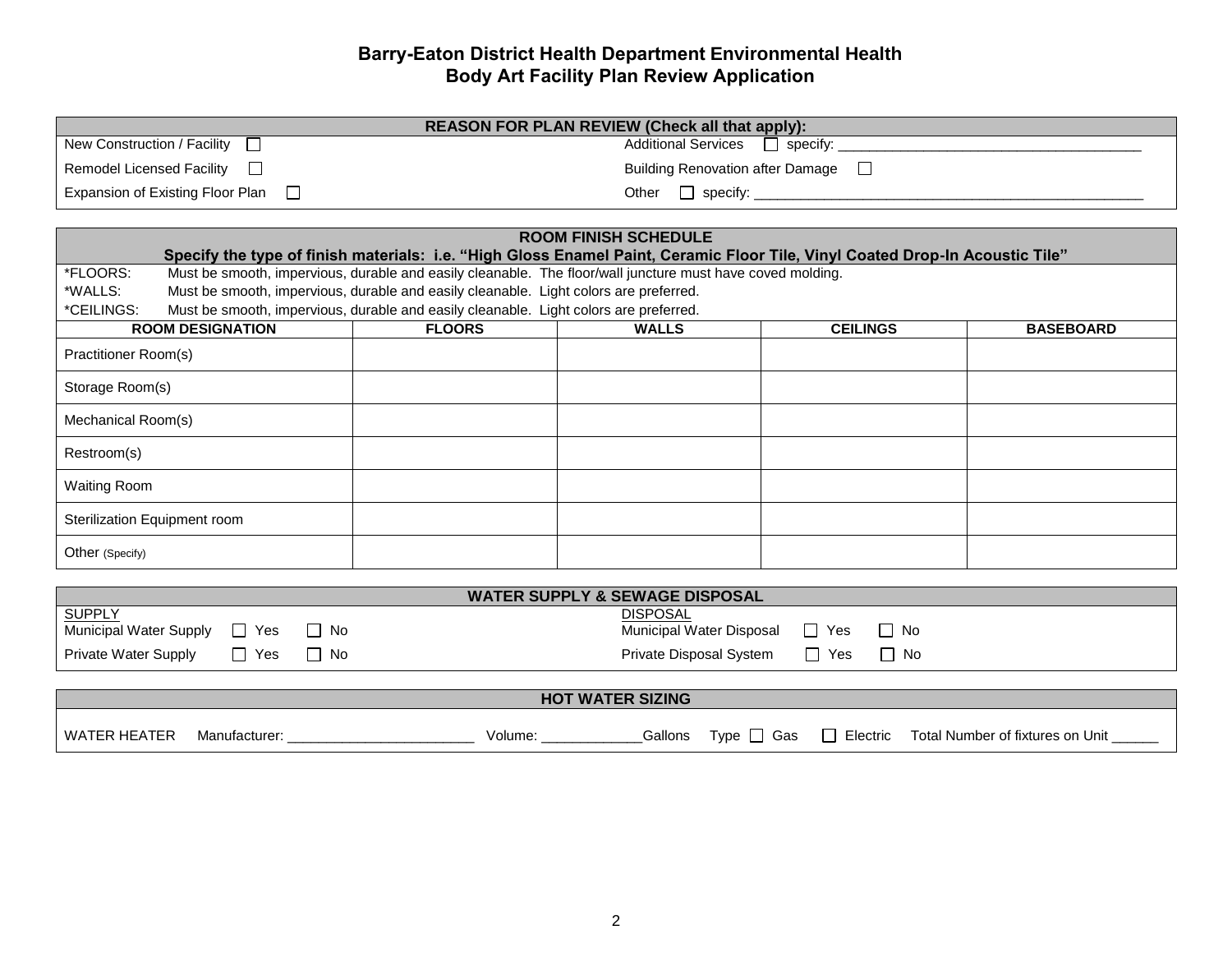# Barry-Eaton District Health Department Environmental Health
## Body Art Facility Plan Review Application

| REASON FOR PLAN REVIEW (Check all that apply): | |
|---|---|
| New Construction / Facility ☐ | Additional Services ☐ specify: ______________________________________ |
| Remodel Licensed Facility ☐ | Building Renovation after Damage ☐ |
| Expansion of Existing Floor Plan ☐ | Other ☐ specify: __________________________________________________ |

**ROOM FINISH SCHEDULE**

**Specify the type of finish materials: i.e. "High Gloss Enamel Paint, Ceramic Floor Tile, Vinyl Coated Drop-In Acoustic Tile"**

*FLOORS: Must be smooth, impervious, durable and easily cleanable. The floor/wall juncture must have coved molding.
*WALLS: Must be smooth, impervious, durable and easily cleanable. Light colors are preferred.
*CEILINGS: Must be smooth, impervious, durable and easily cleanable. Light colors are preferred.

| ROOM DESIGNATION | FLOORS | WALLS | CEILINGS | BASEBOARD |
|---|---|---|---|---|
| Practitioner Room(s) | | | | |
| Storage Room(s) | | | | |
| Mechanical Room(s) | | | | |
| Restroom(s) | | | | |
| Waiting Room | | | | |
| Sterilization Equipment room | | | | |
| Other (Specify) | | | | |

| WATER SUPPLY & SEWAGE DISPOSAL | |
|---|---|
| SUPPLY | DISPOSAL |
| Municipal Water Supply ☐ Yes ☐ No | Municipal Water Disposal ☐ Yes ☐ No |
| Private Water Supply ☐ Yes ☐ No | Private Disposal System ☐ Yes ☐ No |

**HOT WATER SIZING**

WATER HEATER Manufacturer: ________________________ Volume: _____________Gallons Type ☐ Gas ☐ Electric Total Number of fixtures on Unit ______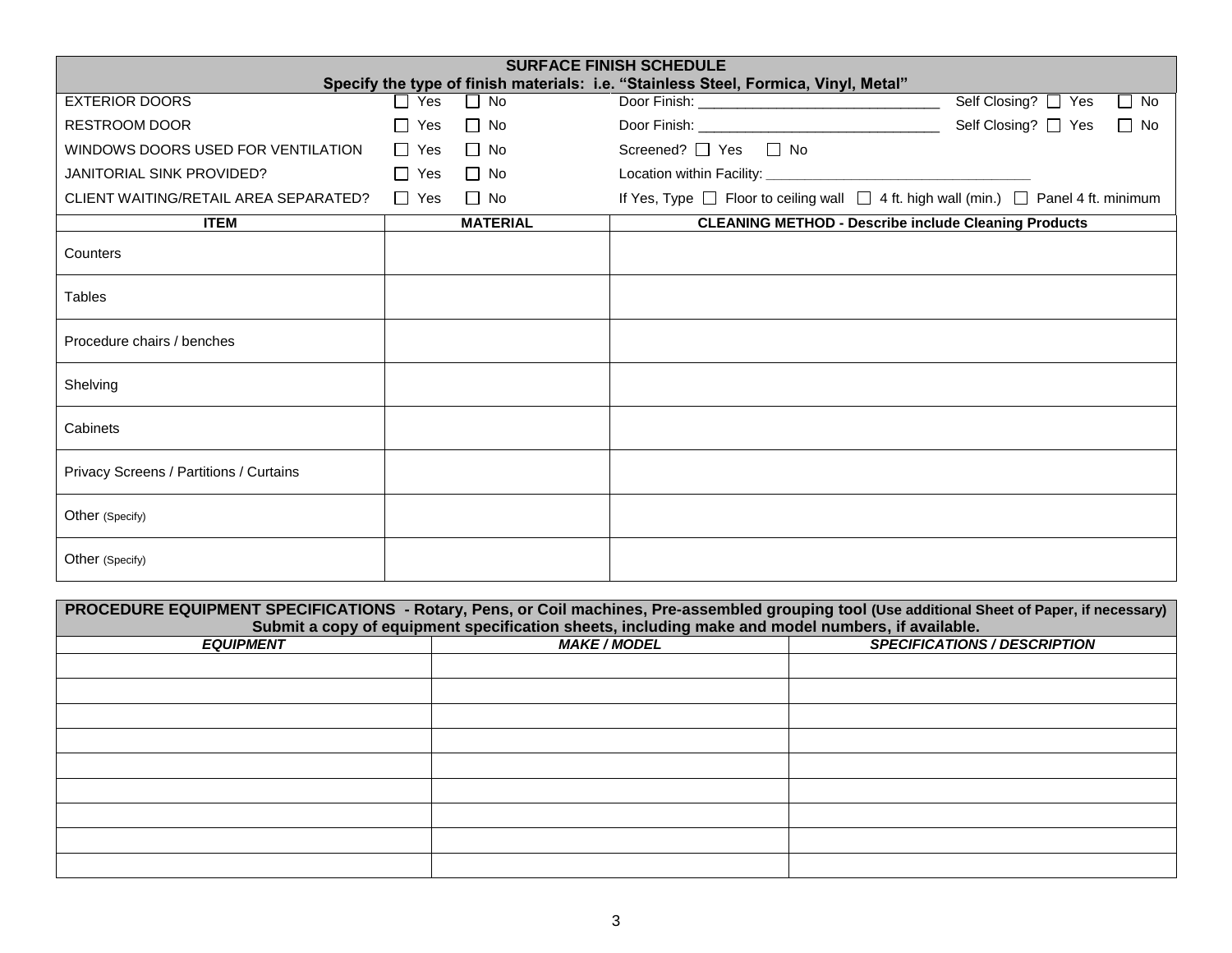## SURFACE FINISH SCHEDULE

**Specify the type of finish materials: i.e. "Stainless Steel, Formica, Vinyl, Metal"**

| | | | |
|---|---|---|---|
| EXTERIOR DOORS | ☐ Yes ☐ No | Door Finish: ______________________________ | Self Closing? ☐ Yes ☐ No |
| RESTROOM DOOR | ☐ Yes ☐ No | Door Finish: ______________________________ | Self Closing? ☐ Yes ☐ No |
| WINDOWS DOORS USED FOR VENTILATION | ☐ Yes ☐ No | Screened? ☐ Yes ☐ No | |
| JANITORIAL SINK PROVIDED? | ☐ Yes ☐ No | Location within Facility: ______________________________ | |
| CLIENT WAITING/RETAIL AREA SEPARATED? | ☐ Yes ☐ No | If Yes, Type ☐ Floor to ceiling wall ☐ 4 ft. high wall (min.) ☐ Panel 4 ft. minimum | |

| ITEM | MATERIAL | CLEANING METHOD - Describe include Cleaning Products |
|---|---|---|
| Counters | | |
| Tables | | |
| Procedure chairs / benches | | |
| Shelving | | |
| Cabinets | | |
| Privacy Screens / Partitions / Curtains | | |
| Other (Specify) | | |
| Other (Specify) | | |

## PROCEDURE EQUIPMENT SPECIFICATIONS - Rotary, Pens, or Coil machines, Pre-assembled grouping tool (Use additional Sheet of Paper, if necessary)

**Submit a copy of equipment specification sheets, including make and model numbers, if available.**

| *EQUIPMENT* | *MAKE / MODEL* | *SPECIFICATIONS / DESCRIPTION* |
|---|---|---|
| | | |
| | | |
| | | |
| | | |
| | | |
| | | |
| | | |
| | | |
| | | |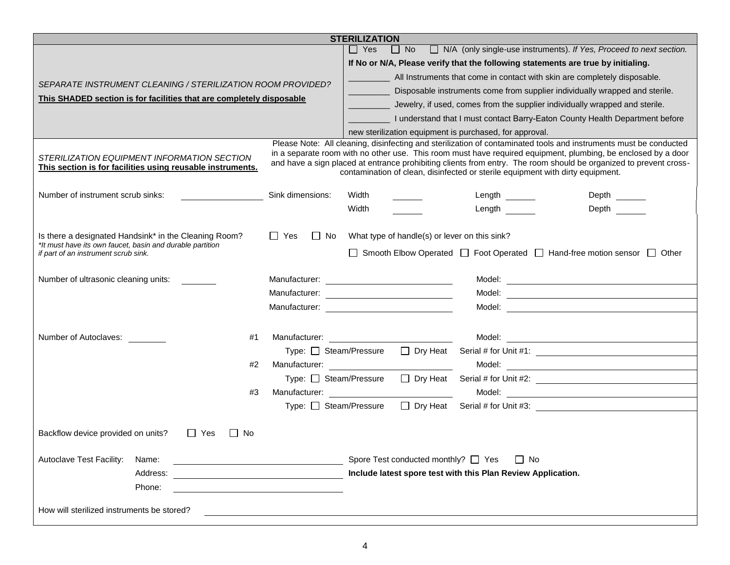## STERILIZATION

*SEPARATE INSTRUMENT CLEANING / STERILIZATION ROOM PROVIDED?*

**This SHADED section is for facilities that are completely disposable**

☐ Yes ☐ No ☐ N/A (only single-use instruments). *If Yes, Proceed to next section.*

**If No or N/A, Please verify that the following statements are true by initialing.**

_________ All Instruments that come in contact with skin are completely disposable.

_________ Disposable instruments come from supplier individually wrapped and sterile.

_________ Jewelry, if used, comes from the supplier individually wrapped and sterile.

_________ I understand that I must contact Barry-Eaton County Health Department before new sterilization equipment is purchased, for approval.

*STERILIZATION EQUIPMENT INFORMATION SECTION*

**This section is for facilities using reusable instruments.**

Please Note: All cleaning, disinfecting and sterilization of contaminated tools and instruments must be conducted in a separate room with no other use. This room must have required equipment, plumbing, be enclosed by a door and have a sign placed at entrance prohibiting clients from entry. The room should be organized to prevent cross-contamination of clean, disinfected or sterile equipment with dirty equipment.

Number of instrument scrub sinks: ______________ Sink dimensions: Width ______ Length ______ Depth ______

Width ______ Length ______ Depth ______

Is there a designated Handsink* in the Cleaning Room? ☐ Yes ☐ No What type of handle(s) or lever on this sink?

*\*It must have its own faucet, basin and durable partition if part of an instrument scrub sink.*

☐ Smooth Elbow Operated ☐ Foot Operated ☐ Hand-free motion sensor ☐ Other

Number of ultrasonic cleaning units: _______ Manufacturer: ____________________ Model: ____________________

Manufacturer: ____________________ Model: ____________________

Manufacturer: ____________________ Model: ____________________

Number of Autoclaves: _______

#1 Manufacturer: ____________________ Model: ____________________

Type: ☐ Steam/Pressure ☐ Dry Heat Serial # for Unit #1: ____________________

#2 Manufacturer: ____________________ Model: ____________________

Type: ☐ Steam/Pressure ☐ Dry Heat Serial # for Unit #2: ____________________

#3 Manufacturer: ____________________ Model: ____________________

Type: ☐ Steam/Pressure ☐ Dry Heat Serial # for Unit #3: ____________________

Backflow device provided on units? ☐ Yes ☐ No

Autoclave Test Facility: Name: ______________________________ Spore Test conducted monthly? ☐ Yes ☐ No

Address: ______________________________ **Include latest spore test with this Plan Review Application.**

Phone: ______________________________

How will sterilized instruments be stored? ____________________________________________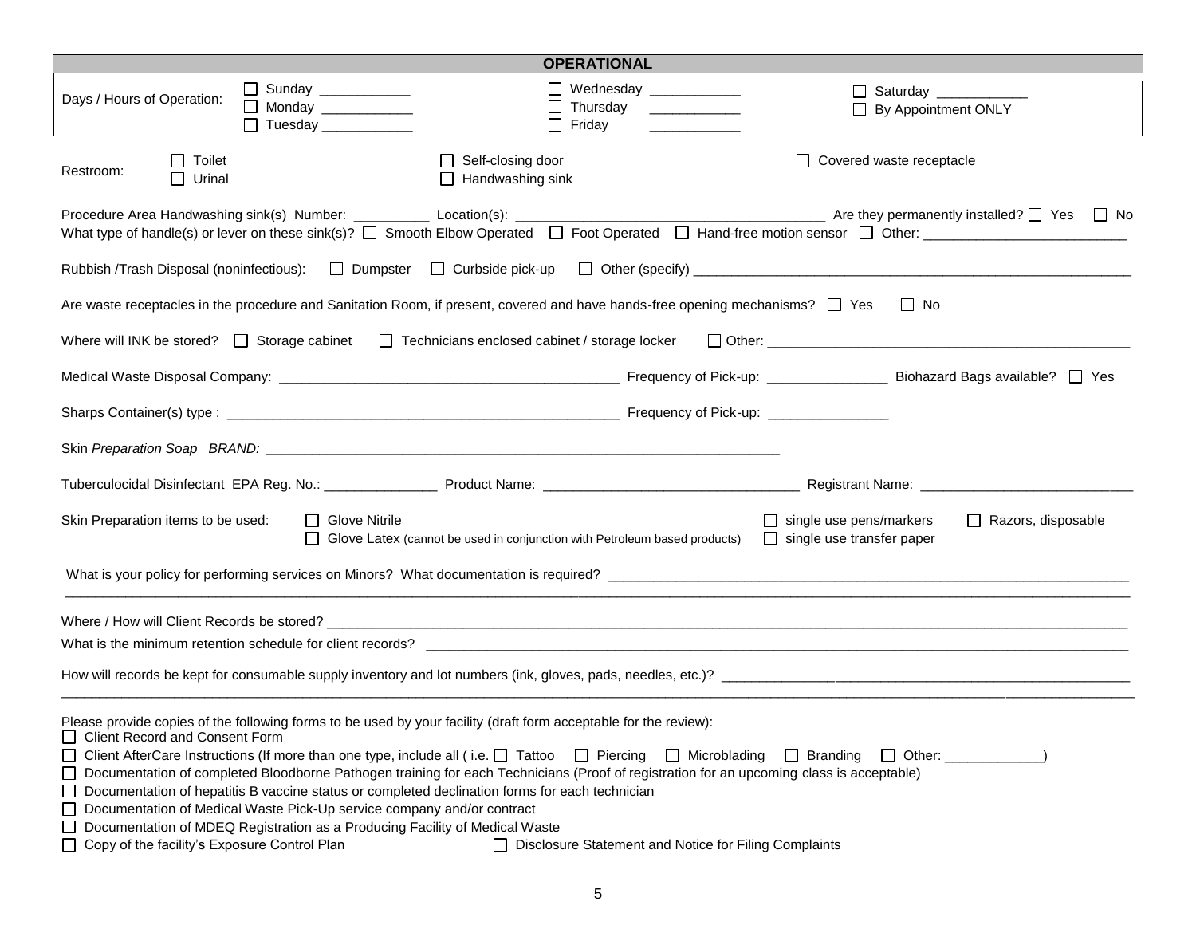## OPERATIONAL

Days / Hours of Operation:

- ☐ Sunday ___________
- ☐ Monday ___________
- ☐ Tuesday ___________
- ☐ Wednesday ___________
- ☐ Thursday ___________
- ☐ Friday ___________
- ☐ Saturday ___________
- ☐ By Appointment ONLY

Restroom: ☐ Toilet ☐ Urinal ☐ Self-closing door ☐ Handwashing sink ☐ Covered waste receptacle

Procedure Area Handwashing sink(s) Number: _________ Location(s): ______________________________________ Are they permanently installed? ☐ Yes ☐ No

What type of handle(s) or lever on these sink(s)? ☐ Smooth Elbow Operated ☐ Foot Operated ☐ Hand-free motion sensor ☐ Other: _________________________

Rubbish /Trash Disposal (noninfectious): ☐ Dumpster ☐ Curbside pick-up ☐ Other (specify) ________________________________________________________

Are waste receptacles in the procedure and Sanitation Room, if present, covered and have hands-free opening mechanisms? ☐ Yes ☐ No

Where will INK be stored? ☐ Storage cabinet ☐ Technicians enclosed cabinet / storage locker ☐ Other: ______________________________________________

Medical Waste Disposal Company: ___________________________________________ Frequency of Pick-up: _______________ Biohazard Bags available? ☐ Yes

Sharps Container(s) type : __________________________________________________ Frequency of Pick-up: _______________

Skin *Preparation Soap BRAND:* _________________________________________________________________

Tuberculocidal Disinfectant EPA Reg. No.: ______________ Product Name: ________________________________ Registrant Name: ___________________________

Skin Preparation items to be used:

- ☐ Glove Nitrile
- ☐ Glove Latex (cannot be used in conjunction with Petroleum based products)
- ☐ single use pens/markers
- ☐ single use transfer paper
- ☐ Razors, disposable

What is your policy for performing services on Minors? What documentation is required? ____________________________________________________________________
______________________________________________________________________________________________________________________________________

Where / How will Client Records be stored? ______________________________________________________________________________________________

What is the minimum retention schedule for client records? ________________________________________________________________________________

How will records be kept for consumable supply inventory and lot numbers (ink, gloves, pads, needles, etc.)? ______________________________________________________
______________________________________________________________________________________________________________________________________

Please provide copies of the following forms to be used by your facility (draft form acceptable for the review):

- ☐ Client Record and Consent Form
- ☐ Client AfterCare Instructions (If more than one type, include all ( i.e. ☐ Tattoo ☐ Piercing ☐ Microblading ☐ Branding ☐ Other: ____________)
- ☐ Documentation of completed Bloodborne Pathogen training for each Technicians (Proof of registration for an upcoming class is acceptable)
- ☐ Documentation of hepatitis B vaccine status or completed declination forms for each technician
- ☐ Documentation of Medical Waste Pick-Up service company and/or contract
- ☐ Documentation of MDEQ Registration as a Producing Facility of Medical Waste
- ☐ Copy of the facility's Exposure Control Plan
- ☐ Disclosure Statement and Notice for Filing Complaints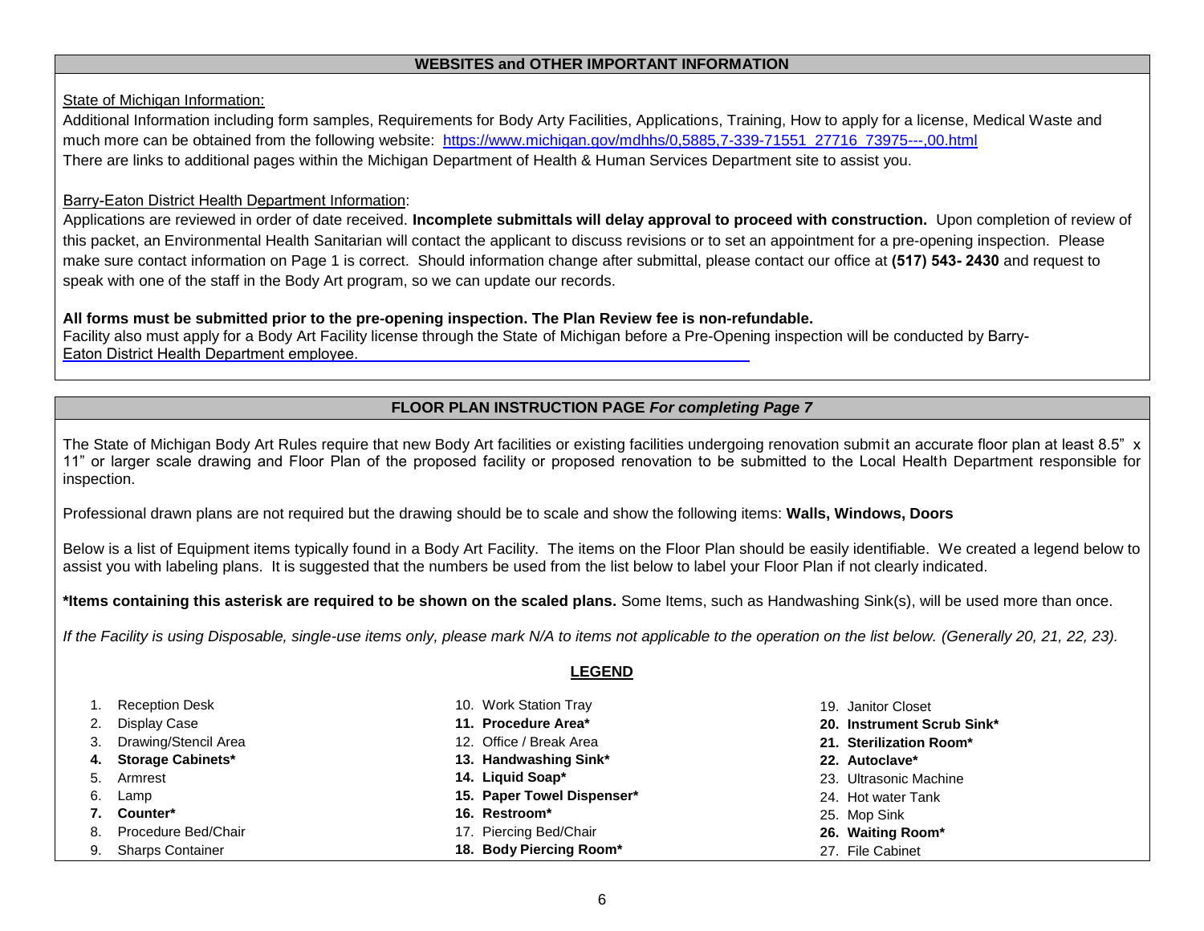## WEBSITES and OTHER IMPORTANT INFORMATION

State of Michigan Information:

Additional Information including form samples, Requirements for Body Arty Facilities, Applications, Training, How to apply for a license, Medical Waste and much more can be obtained from the following website: https://www.michigan.gov/mdhhs/0,5885,7-339-71551_27716_73975---,00.html

There are links to additional pages within the Michigan Department of Health & Human Services Department site to assist you.

Barry-Eaton District Health Department Information:

Applications are reviewed in order of date received. **Incomplete submittals will delay approval to proceed with construction.** Upon completion of review of this packet, an Environmental Health Sanitarian will contact the applicant to discuss revisions or to set an appointment for a pre-opening inspection. Please make sure contact information on Page 1 is correct. Should information change after submittal, please contact our office at **(517) 543- 2430** and request to speak with one of the staff in the Body Art program, so we can update our records.

**All forms must be submitted prior to the pre-opening inspection. The Plan Review fee is non-refundable.**

Facility also must apply for a Body Art Facility license through the State of Michigan before a Pre-Opening inspection will be conducted by Barry-Eaton District Health Department employee.

## FLOOR PLAN INSTRUCTION PAGE *For completing Page 7*

The State of Michigan Body Art Rules require that new Body Art facilities or existing facilities undergoing renovation submit an accurate floor plan at least 8.5" x 11" or larger scale drawing and Floor Plan of the proposed facility or proposed renovation to be submitted to the Local Health Department responsible for inspection.

Professional drawn plans are not required but the drawing should be to scale and show the following items: **Walls, Windows, Doors**

Below is a list of Equipment items typically found in a Body Art Facility. The items on the Floor Plan should be easily identifiable. We created a legend below to assist you with labeling plans. It is suggested that the numbers be used from the list below to label your Floor Plan if not clearly indicated.

**\*Items containing this asterisk are required to be shown on the scaled plans.** Some Items, such as Handwashing Sink(s), will be used more than once.

*If the Facility is using Disposable, single-use items only, please mark N/A to items not applicable to the operation on the list below. (Generally 20, 21, 22, 23).*

### LEGEND

1. Reception Desk
2. Display Case
3. Drawing/Stencil Area
4. **Storage Cabinets\***
5. Armrest
6. Lamp
7. **Counter\***
8. Procedure Bed/Chair
9. Sharps Container
10. Work Station Tray
11. **Procedure Area\***
12. Office / Break Area
13. **Handwashing Sink\***
14. **Liquid Soap\***
15. **Paper Towel Dispenser\***
16. **Restroom\***
17. Piercing Bed/Chair
18. **Body Piercing Room\***
19. Janitor Closet
20. **Instrument Scrub Sink\***
21. **Sterilization Room\***
22. **Autoclave\***
23. Ultrasonic Machine
24. Hot water Tank
25. Mop Sink
26. **Waiting Room\***
27. File Cabinet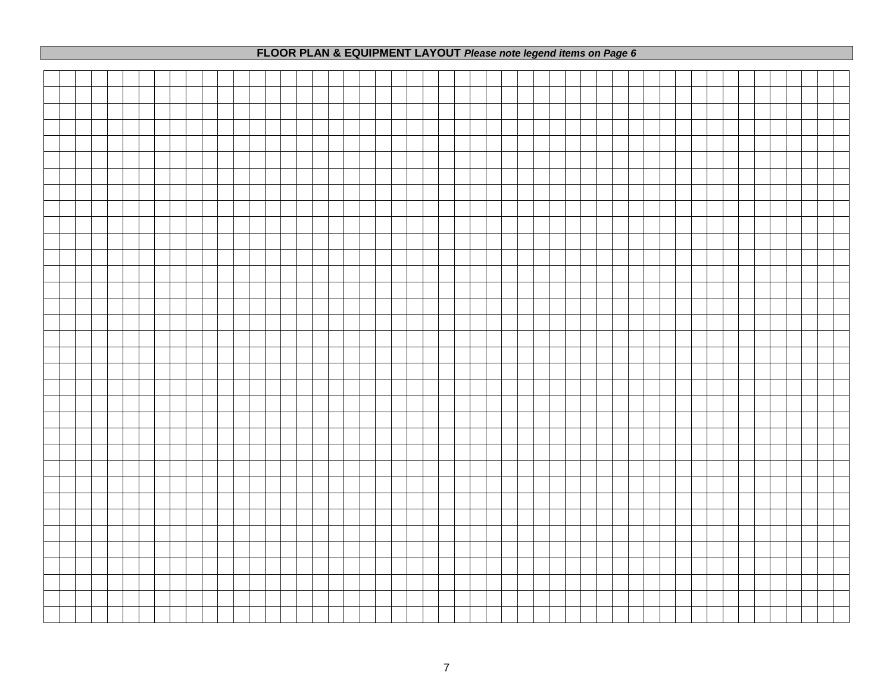## FLOOR PLAN & EQUIPMENT LAYOUT *Please note legend items on Page 6*